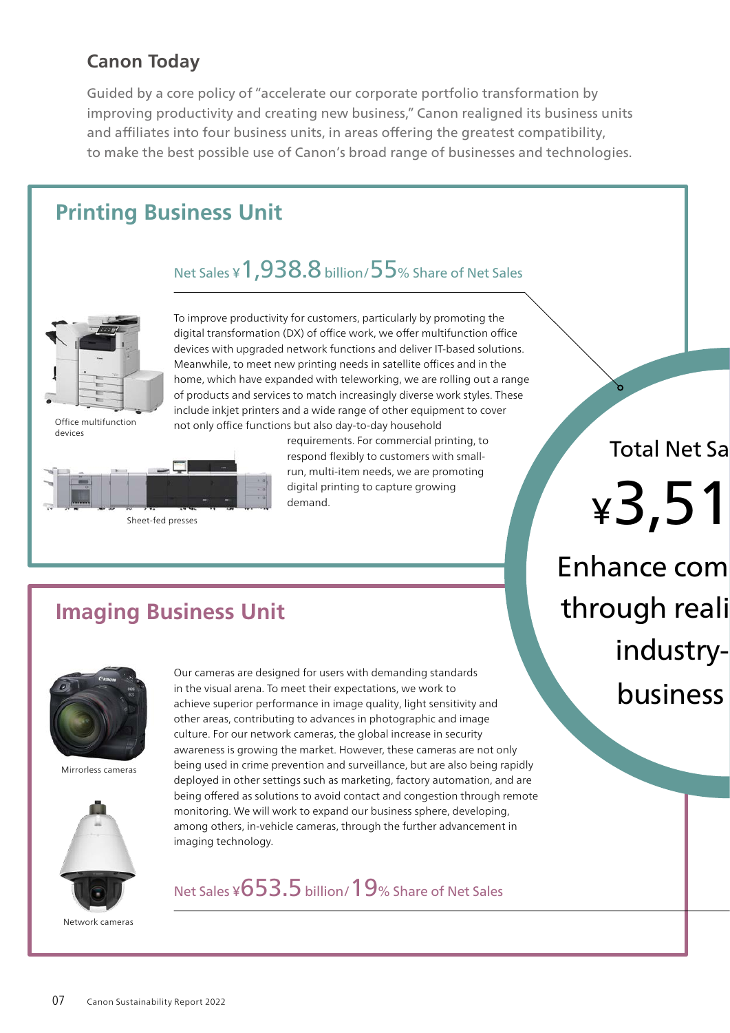## Canon Today

Guided by a core policy of "accelerate our corporate portfolio transformation by improving productivity and creating new business," Canon realigned its business units and affiliates into four business units, in areas offering the greatest compatibility, to make the best possible use of Canon's broad range of businesses and technologies.

## Printing Business Unit

Net Sales ¥1,938.8 billion/55% Share of Net Sales

To improve productivity for customers, particularly by promoting the digital transformation (DX) of office work, we offer multifunction office devices with upgraded network functions and deliver IT-based solutions. Meanwhile, to meet new printing needs in satellite offices and in the home, which have expanded with teleworking, we are rolling out a range of products and services to match increasingly diverse work styles. These include inkjet printers and a wide range of other equipment to cover not only office functions but also day-to-day household requirements. For commercial printing, to respond flexibly to customers with small-run, multi-item needs, we are promoting digital printing to capture growing demand.

Office multifunction devices

Sheet-fed presses

Total Net Sa

¥3,51

Enhance com
through reali
industry-
business

## Imaging Business Unit

Our cameras are designed for users with demanding standards in the visual arena. To meet their expectations, we work to achieve superior performance in image quality, light sensitivity and other areas, contributing to advances in photographic and image culture. For our network cameras, the global increase in security awareness is growing the market. However, these cameras are not only being used in crime prevention and surveillance, but are also being rapidly deployed in other settings such as marketing, factory automation, and are being offered as solutions to avoid contact and congestion through remote monitoring. We will work to expand our business sphere, developing, among others, in-vehicle cameras, through the further advancement in imaging technology.

Mirrorless cameras

Network cameras

Net Sales ¥653.5 billion/19% Share of Net Sales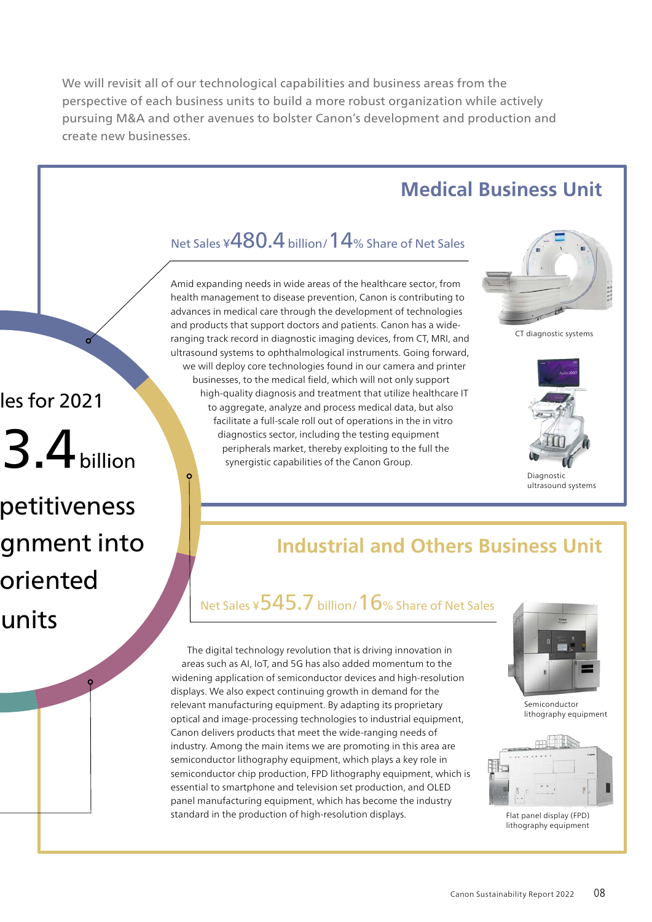We will revisit all of our technological capabilities and business areas from the perspective of each business units to build a more robust organization while actively pursuing M&A and other avenues to bolster Canon's development and production and create new businesses.

les for 2021

3.4 billion

petitiveness
gnment into
oriented
units

## Medical Business Unit

Net Sales ¥480.4 billion/ 14% Share of Net Sales

Amid expanding needs in wide areas of the healthcare sector, from health management to disease prevention, Canon is contributing to advances in medical care through the development of technologies and products that support doctors and patients. Canon has a wide-ranging track record in diagnostic imaging devices, from CT, MRI, and ultrasound systems to ophthalmological instruments. Going forward, we will deploy core technologies found in our camera and printer businesses, to the medical field, which will not only support high-quality diagnosis and treatment that utilize healthcare IT to aggregate, analyze and process medical data, but also facilitate a full-scale roll out of operations in the in vitro diagnostics sector, including the testing equipment peripherals market, thereby exploiting to the full the synergistic capabilities of the Canon Group.

CT diagnostic systems

Diagnostic ultrasound systems

## Industrial and Others Business Unit

Net Sales ¥545.7 billion/ 16% Share of Net Sales

The digital technology revolution that is driving innovation in areas such as AI, IoT, and 5G has also added momentum to the widening application of semiconductor devices and high-resolution displays. We also expect continuing growth in demand for the relevant manufacturing equipment. By adapting its proprietary optical and image-processing technologies to industrial equipment, Canon delivers products that meet the wide-ranging needs of industry. Among the main items we are promoting in this area are semiconductor lithography equipment, which plays a key role in semiconductor chip production, FPD lithography equipment, which is essential to smartphone and television set production, and OLED panel manufacturing equipment, which has become the industry standard in the production of high-resolution displays.

Semiconductor lithography equipment

Flat panel display (FPD) lithography equipment